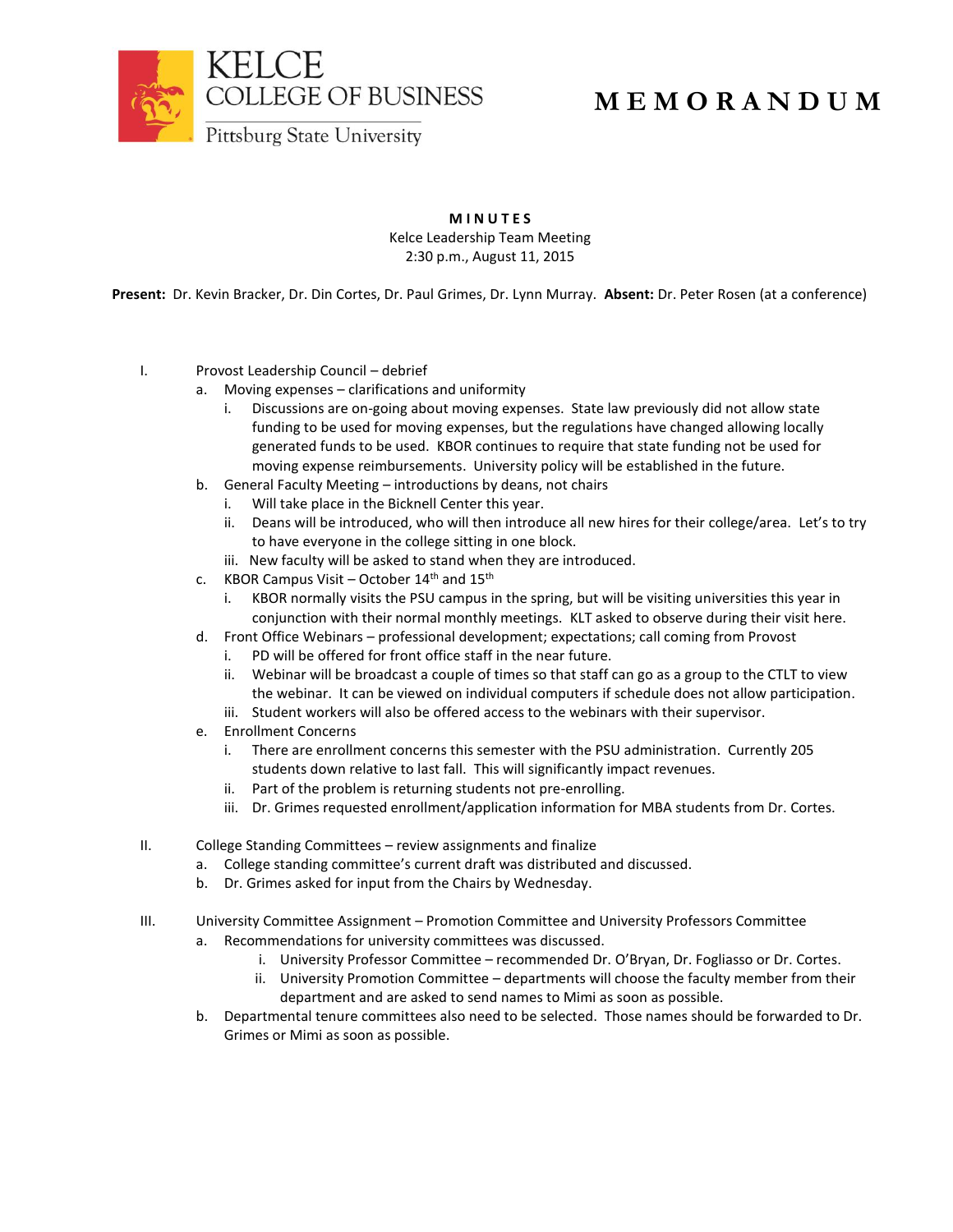KELCE
COLLEGE OF BUSINESS
Pittsburg State University

# MEMORANDUM

**MINUTES**
Kelce Leadership Team Meeting
2:30 p.m., August 11, 2015

**Present:** Dr. Kevin Bracker, Dr. Din Cortes, Dr. Paul Grimes, Dr. Lynn Murray. **Absent:** Dr. Peter Rosen (at a conference)

I. Provost Leadership Council – debrief
   a. Moving expenses – clarifications and uniformity
      i. Discussions are on-going about moving expenses. State law previously did not allow state funding to be used for moving expenses, but the regulations have changed allowing locally generated funds to be used. KBOR continues to require that state funding not be used for moving expense reimbursements. University policy will be established in the future.
   b. General Faculty Meeting – introductions by deans, not chairs
      i. Will take place in the Bicknell Center this year.
      ii. Deans will be introduced, who will then introduce all new hires for their college/area. Let's to try to have everyone in the college sitting in one block.
      iii. New faculty will be asked to stand when they are introduced.
   c. KBOR Campus Visit – October 14th and 15th
      i. KBOR normally visits the PSU campus in the spring, but will be visiting universities this year in conjunction with their normal monthly meetings. KLT asked to observe during their visit here.
   d. Front Office Webinars – professional development; expectations; call coming from Provost
      i. PD will be offered for front office staff in the near future.
      ii. Webinar will be broadcast a couple of times so that staff can go as a group to the CTLT to view the webinar. It can be viewed on individual computers if schedule does not allow participation.
      iii. Student workers will also be offered access to the webinars with their supervisor.
   e. Enrollment Concerns
      i. There are enrollment concerns this semester with the PSU administration. Currently 205 students down relative to last fall. This will significantly impact revenues.
      ii. Part of the problem is returning students not pre-enrolling.
      iii. Dr. Grimes requested enrollment/application information for MBA students from Dr. Cortes.

II. College Standing Committees – review assignments and finalize
   a. College standing committee's current draft was distributed and discussed.
   b. Dr. Grimes asked for input from the Chairs by Wednesday.

III. University Committee Assignment – Promotion Committee and University Professors Committee
   a. Recommendations for university committees was discussed.
      i. University Professor Committee – recommended Dr. O'Bryan, Dr. Fogliasso or Dr. Cortes.
      ii. University Promotion Committee – departments will choose the faculty member from their department and are asked to send names to Mimi as soon as possible.
   b. Departmental tenure committees also need to be selected. Those names should be forwarded to Dr. Grimes or Mimi as soon as possible.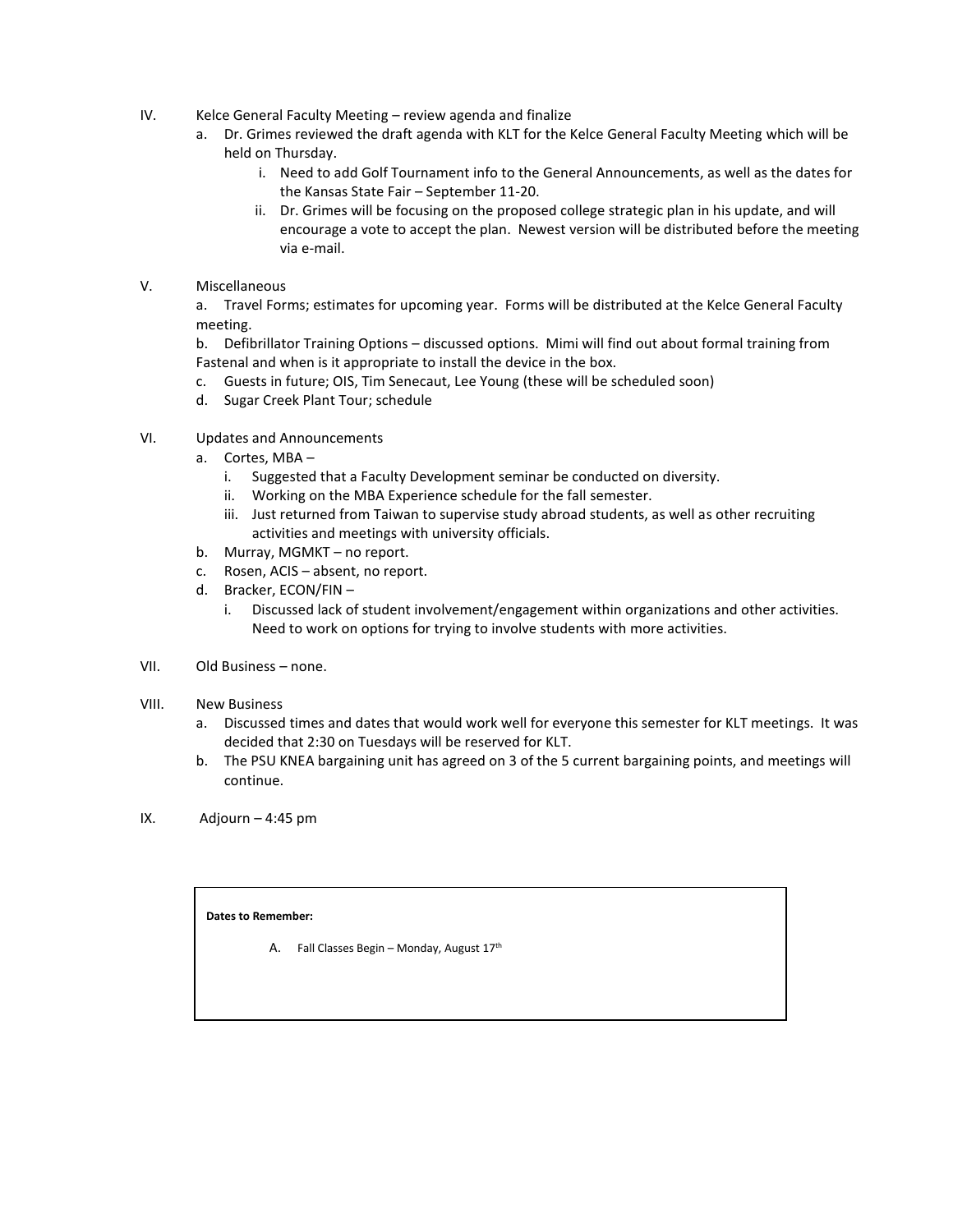IV. Kelce General Faculty Meeting – review agenda and finalize

   a. Dr. Grimes reviewed the draft agenda with KLT for the Kelce General Faculty Meeting which will be held on Thursday.

      i. Need to add Golf Tournament info to the General Announcements, as well as the dates for the Kansas State Fair – September 11-20.

      ii. Dr. Grimes will be focusing on the proposed college strategic plan in his update, and will encourage a vote to accept the plan. Newest version will be distributed before the meeting via e-mail.

V. Miscellaneous

   a. Travel Forms; estimates for upcoming year. Forms will be distributed at the Kelce General Faculty meeting.

   b. Defibrillator Training Options – discussed options. Mimi will find out about formal training from Fastenal and when is it appropriate to install the device in the box.

   c. Guests in future; OIS, Tim Senecaut, Lee Young (these will be scheduled soon)

   d. Sugar Creek Plant Tour; schedule

VI. Updates and Announcements

   a. Cortes, MBA –

      i. Suggested that a Faculty Development seminar be conducted on diversity.

      ii. Working on the MBA Experience schedule for the fall semester.

      iii. Just returned from Taiwan to supervise study abroad students, as well as other recruiting activities and meetings with university officials.

   b. Murray, MGMKT – no report.

   c. Rosen, ACIS – absent, no report.

   d. Bracker, ECON/FIN –

      i. Discussed lack of student involvement/engagement within organizations and other activities. Need to work on options for trying to involve students with more activities.

VII. Old Business – none.

VIII. New Business

   a. Discussed times and dates that would work well for everyone this semester for KLT meetings. It was decided that 2:30 on Tuesdays will be reserved for KLT.

   b. The PSU KNEA bargaining unit has agreed on 3 of the 5 current bargaining points, and meetings will continue.

IX. Adjourn – 4:45 pm

**Dates to Remember:**

A. Fall Classes Begin – Monday, August 17th